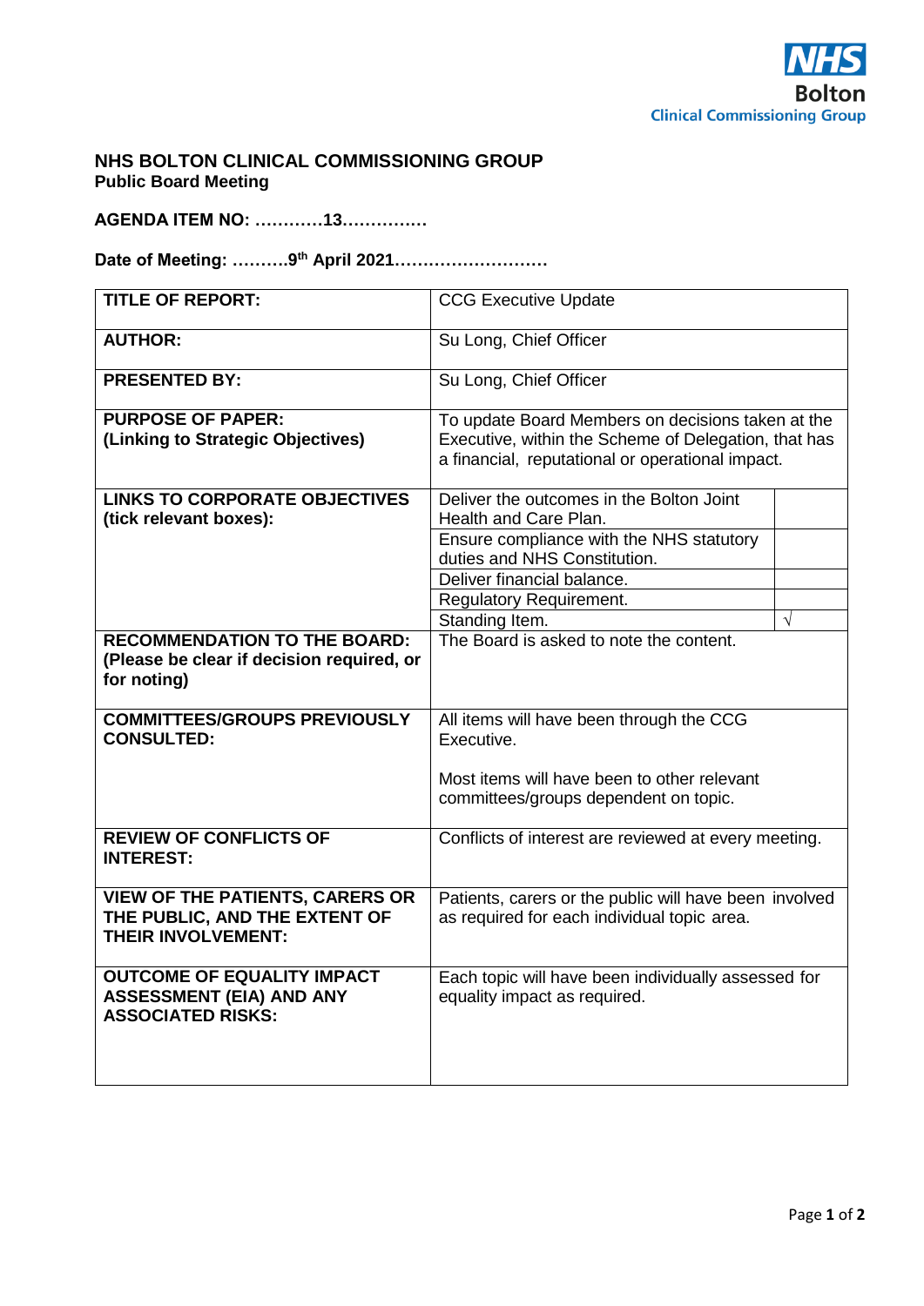NHS Bolton Clinical Commissioning Group

## NHS BOLTON CLINICAL COMMISSIONING GROUP
**Public Board Meeting**

**AGENDA ITEM NO: …………13……………**

**Date of Meeting: ……….9th April 2021………………………**

| | | |
|---|---|---|
| **TITLE OF REPORT:** | CCG Executive Update | |
| **AUTHOR:** | Su Long, Chief Officer | |
| **PRESENTED BY:** | Su Long, Chief Officer | |
| **PURPOSE OF PAPER: (Linking to Strategic Objectives)** | To update Board Members on decisions taken at the Executive, within the Scheme of Delegation, that has a financial, reputational or operational impact. | |
| **LINKS TO CORPORATE OBJECTIVES (tick relevant boxes):** | Deliver the outcomes in the Bolton Joint Health and Care Plan. | |
| | Ensure compliance with the NHS statutory duties and NHS Constitution. | |
| | Deliver financial balance. | |
| | Regulatory Requirement. | |
| | Standing Item. | √ |
| **RECOMMENDATION TO THE BOARD: (Please be clear if decision required, or for noting)** | The Board is asked to note the content. | |
| **COMMITTEES/GROUPS PREVIOUSLY CONSULTED:** | All items will have been through the CCG Executive.<br><br>Most items will have been to other relevant committees/groups dependent on topic. | |
| **REVIEW OF CONFLICTS OF INTEREST:** | Conflicts of interest are reviewed at every meeting. | |
| **VIEW OF THE PATIENTS, CARERS OR THE PUBLIC, AND THE EXTENT OF THEIR INVOLVEMENT:** | Patients, carers or the public will have been involved as required for each individual topic area. | |
| **OUTCOME OF EQUALITY IMPACT ASSESSMENT (EIA) AND ANY ASSOCIATED RISKS:** | Each topic will have been individually assessed for equality impact as required. | |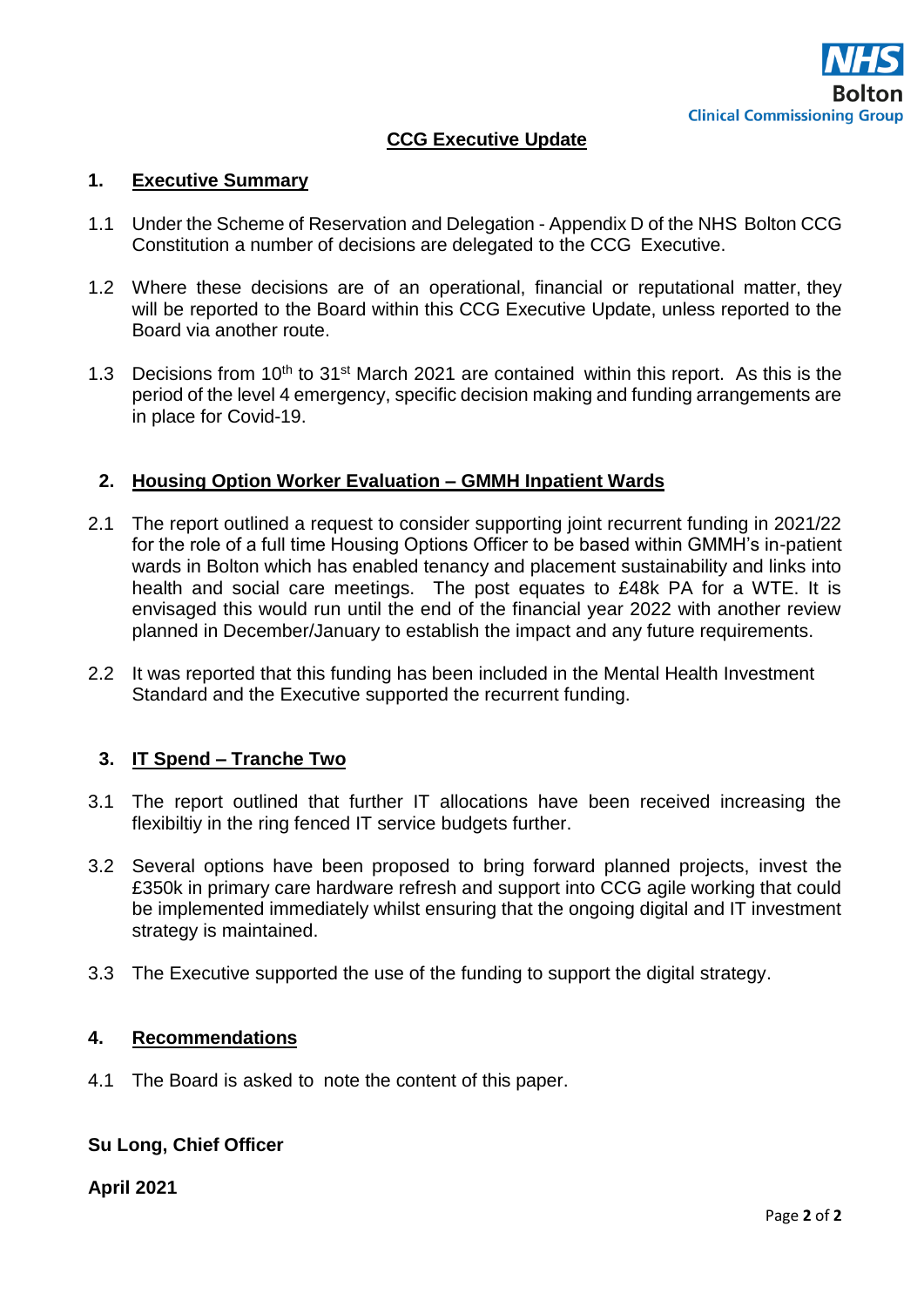NHS Bolton Clinical Commissioning Group

## CCG Executive Update

### 1. Executive Summary

1.1 Under the Scheme of Reservation and Delegation - Appendix D of the NHS Bolton CCG Constitution a number of decisions are delegated to the CCG Executive.

1.2 Where these decisions are of an operational, financial or reputational matter, they will be reported to the Board within this CCG Executive Update, unless reported to the Board via another route.

1.3 Decisions from 10th to 31st March 2021 are contained within this report. As this is the period of the level 4 emergency, specific decision making and funding arrangements are in place for Covid-19.

### 2. Housing Option Worker Evaluation – GMMH Inpatient Wards

2.1 The report outlined a request to consider supporting joint recurrent funding in 2021/22 for the role of a full time Housing Options Officer to be based within GMMH's in-patient wards in Bolton which has enabled tenancy and placement sustainability and links into health and social care meetings. The post equates to £48k PA for a WTE. It is envisaged this would run until the end of the financial year 2022 with another review planned in December/January to establish the impact and any future requirements.

2.2 It was reported that this funding has been included in the Mental Health Investment Standard and the Executive supported the recurrent funding.

### 3. IT Spend – Tranche Two

3.1 The report outlined that further IT allocations have been received increasing the flexibiltiy in the ring fenced IT service budgets further.

3.2 Several options have been proposed to bring forward planned projects, invest the £350k in primary care hardware refresh and support into CCG agile working that could be implemented immediately whilst ensuring that the ongoing digital and IT investment strategy is maintained.

3.3 The Executive supported the use of the funding to support the digital strategy.

### 4. Recommendations

4.1 The Board is asked to note the content of this paper.

**Su Long, Chief Officer**

**April 2021**